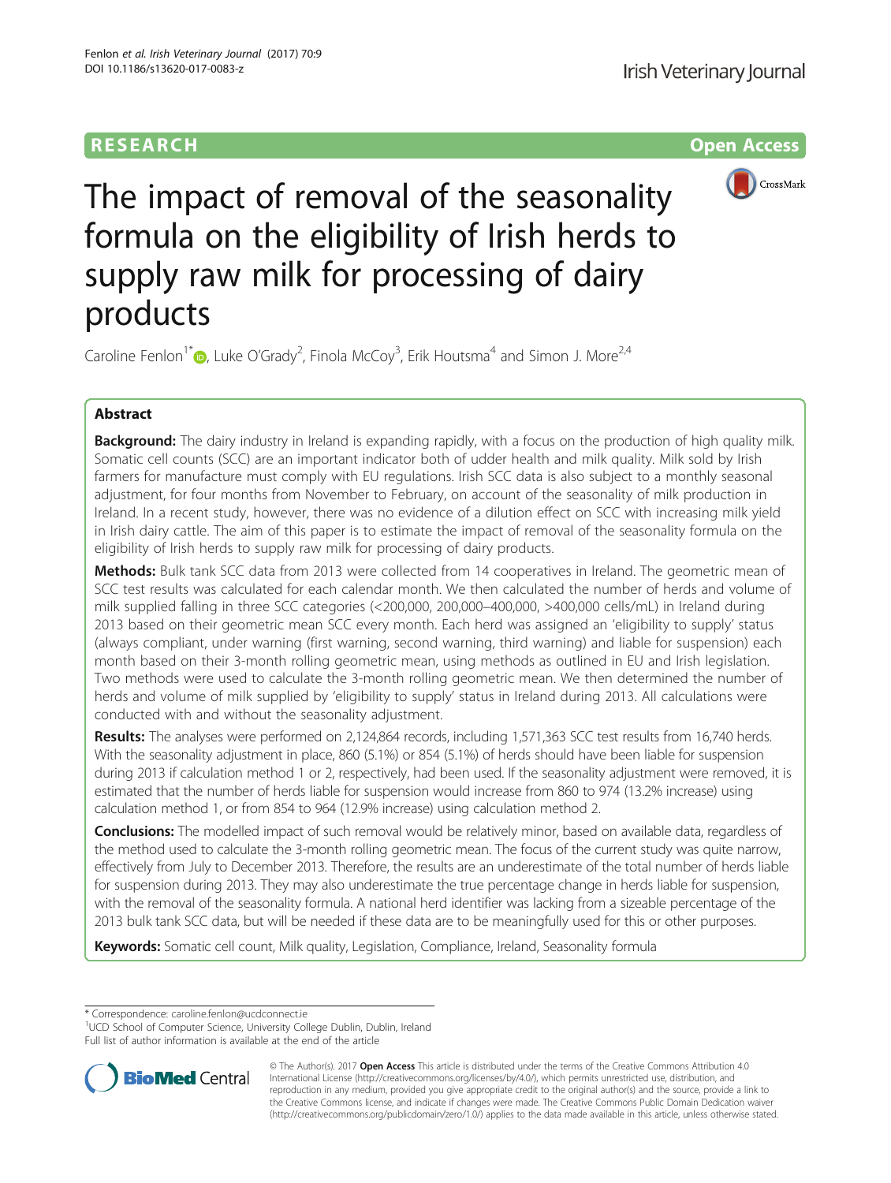RESEARCH Open Access

# The impact of removal of the seasonality formula on the eligibility of Irish herds to supply raw milk for processing of dairy products

Caroline Fenlon[1*], Luke O'Grady[2], Finola McCoy[3], Erik Houtsma[4] and Simon J. More[2,4]

## Abstract

**Background:** The dairy industry in Ireland is expanding rapidly, with a focus on the production of high quality milk. Somatic cell counts (SCC) are an important indicator both of udder health and milk quality. Milk sold by Irish farmers for manufacture must comply with EU regulations. Irish SCC data is also subject to a monthly seasonal adjustment, for four months from November to February, on account of the seasonality of milk production in Ireland. In a recent study, however, there was no evidence of a dilution effect on SCC with increasing milk yield in Irish dairy cattle. The aim of this paper is to estimate the impact of removal of the seasonality formula on the eligibility of Irish herds to supply raw milk for processing of dairy products.

**Methods:** Bulk tank SCC data from 2013 were collected from 14 cooperatives in Ireland. The geometric mean of SCC test results was calculated for each calendar month. We then calculated the number of herds and volume of milk supplied falling in three SCC categories (<200,000, 200,000–400,000, >400,000 cells/mL) in Ireland during 2013 based on their geometric mean SCC every month. Each herd was assigned an 'eligibility to supply' status (always compliant, under warning (first warning, second warning, third warning) and liable for suspension) each month based on their 3-month rolling geometric mean, using methods as outlined in EU and Irish legislation. Two methods were used to calculate the 3-month rolling geometric mean. We then determined the number of herds and volume of milk supplied by 'eligibility to supply' status in Ireland during 2013. All calculations were conducted with and without the seasonality adjustment.

**Results:** The analyses were performed on 2,124,864 records, including 1,571,363 SCC test results from 16,740 herds. With the seasonality adjustment in place, 860 (5.1%) or 854 (5.1%) of herds should have been liable for suspension during 2013 if calculation method 1 or 2, respectively, had been used. If the seasonality adjustment were removed, it is estimated that the number of herds liable for suspension would increase from 860 to 974 (13.2% increase) using calculation method 1, or from 854 to 964 (12.9% increase) using calculation method 2.

**Conclusions:** The modelled impact of such removal would be relatively minor, based on available data, regardless of the method used to calculate the 3-month rolling geometric mean. The focus of the current study was quite narrow, effectively from July to December 2013. Therefore, the results are an underestimate of the total number of herds liable for suspension during 2013. They may also underestimate the true percentage change in herds liable for suspension, with the removal of the seasonality formula. A national herd identifier was lacking from a sizeable percentage of the 2013 bulk tank SCC data, but will be needed if these data are to be meaningfully used for this or other purposes.

**Keywords:** Somatic cell count, Milk quality, Legislation, Compliance, Ireland, Seasonality formula

---

\* Correspondence: caroline.fenlon@ucdconnect.ie
[1]UCD School of Computer Science, University College Dublin, Dublin, Ireland
Full list of author information is available at the end of the article

© The Author(s). 2017 **Open Access** This article is distributed under the terms of the Creative Commons Attribution 4.0 International License (http://creativecommons.org/licenses/by/4.0/), which permits unrestricted use, distribution, and reproduction in any medium, provided you give appropriate credit to the original author(s) and the source, provide a link to the Creative Commons license, and indicate if changes were made. The Creative Commons Public Domain Dedication waiver (http://creativecommons.org/publicdomain/zero/1.0/) applies to the data made available in this article, unless otherwise stated.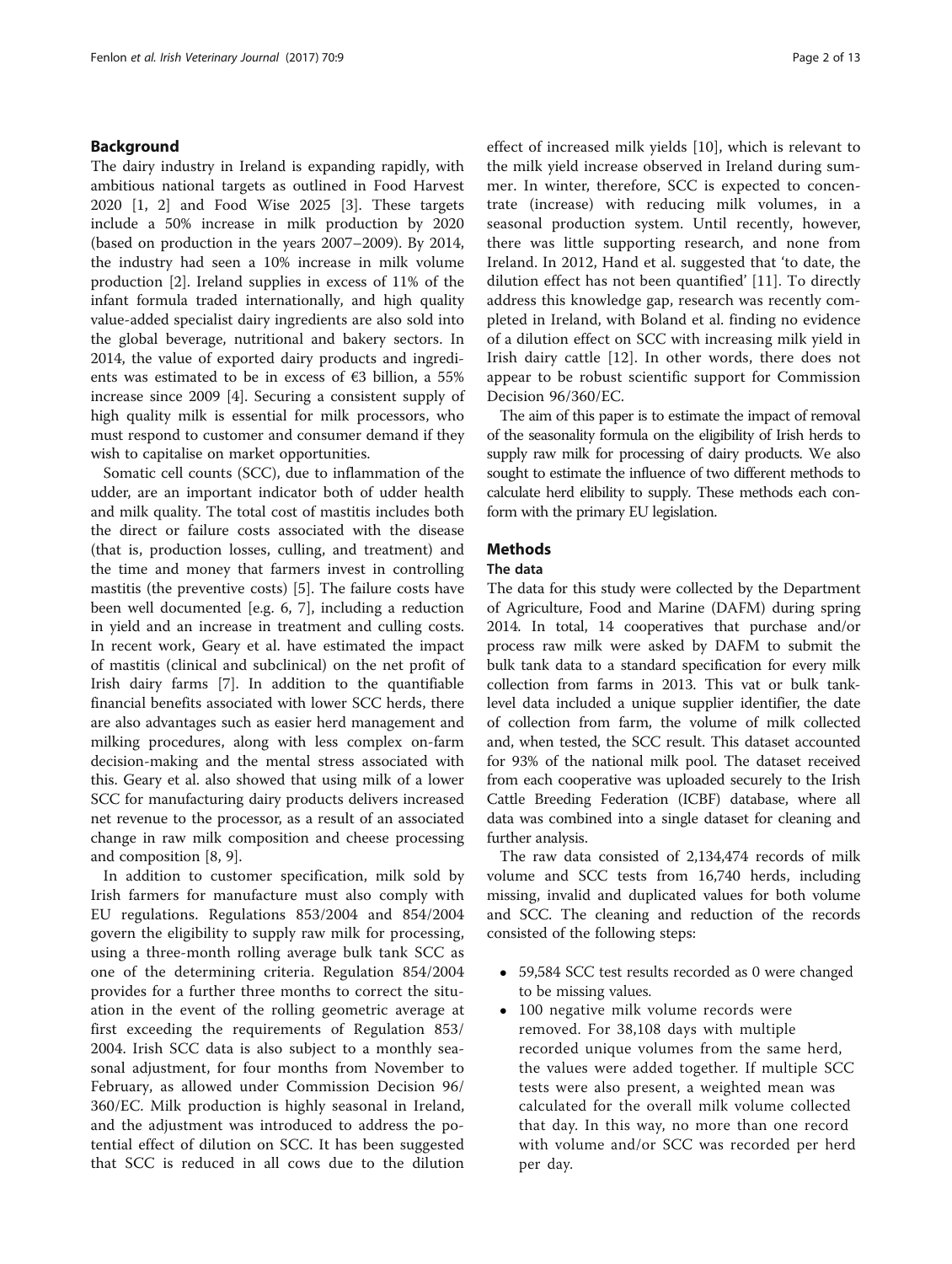## Background

The dairy industry in Ireland is expanding rapidly, with ambitious national targets as outlined in Food Harvest 2020 [1, 2] and Food Wise 2025 [3]. These targets include a 50% increase in milk production by 2020 (based on production in the years 2007–2009). By 2014, the industry had seen a 10% increase in milk volume production [2]. Ireland supplies in excess of 11% of the infant formula traded internationally, and high quality value-added specialist dairy ingredients are also sold into the global beverage, nutritional and bakery sectors. In 2014, the value of exported dairy products and ingredients was estimated to be in excess of €3 billion, a 55% increase since 2009 [4]. Securing a consistent supply of high quality milk is essential for milk processors, who must respond to customer and consumer demand if they wish to capitalise on market opportunities.

Somatic cell counts (SCC), due to inflammation of the udder, are an important indicator both of udder health and milk quality. The total cost of mastitis includes both the direct or failure costs associated with the disease (that is, production losses, culling, and treatment) and the time and money that farmers invest in controlling mastitis (the preventive costs) [5]. The failure costs have been well documented [e.g. 6, 7], including a reduction in yield and an increase in treatment and culling costs. In recent work, Geary et al. have estimated the impact of mastitis (clinical and subclinical) on the net profit of Irish dairy farms [7]. In addition to the quantifiable financial benefits associated with lower SCC herds, there are also advantages such as easier herd management and milking procedures, along with less complex on-farm decision-making and the mental stress associated with this. Geary et al. also showed that using milk of a lower SCC for manufacturing dairy products delivers increased net revenue to the processor, as a result of an associated change in raw milk composition and cheese processing and composition [8, 9].

In addition to customer specification, milk sold by Irish farmers for manufacture must also comply with EU regulations. Regulations 853/2004 and 854/2004 govern the eligibility to supply raw milk for processing, using a three-month rolling average bulk tank SCC as one of the determining criteria. Regulation 854/2004 provides for a further three months to correct the situation in the event of the rolling geometric average at first exceeding the requirements of Regulation 853/2004. Irish SCC data is also subject to a monthly seasonal adjustment, for four months from November to February, as allowed under Commission Decision 96/360/EC. Milk production is highly seasonal in Ireland, and the adjustment was introduced to address the potential effect of dilution on SCC. It has been suggested that SCC is reduced in all cows due to the dilution effect of increased milk yields [10], which is relevant to the milk yield increase observed in Ireland during summer. In winter, therefore, SCC is expected to concentrate (increase) with reducing milk volumes, in a seasonal production system. Until recently, however, there was little supporting research, and none from Ireland. In 2012, Hand et al. suggested that 'to date, the dilution effect has not been quantified' [11]. To directly address this knowledge gap, research was recently completed in Ireland, with Boland et al. finding no evidence of a dilution effect on SCC with increasing milk yield in Irish dairy cattle [12]. In other words, there does not appear to be robust scientific support for Commission Decision 96/360/EC.

The aim of this paper is to estimate the impact of removal of the seasonality formula on the eligibility of Irish herds to supply raw milk for processing of dairy products. We also sought to estimate the influence of two different methods to calculate herd elibility to supply. These methods each conform with the primary EU legislation.

## Methods

### The data

The data for this study were collected by the Department of Agriculture, Food and Marine (DAFM) during spring 2014. In total, 14 cooperatives that purchase and/or process raw milk were asked by DAFM to submit the bulk tank data to a standard specification for every milk collection from farms in 2013. This vat or bulk tank-level data included a unique supplier identifier, the date of collection from farm, the volume of milk collected and, when tested, the SCC result. This dataset accounted for 93% of the national milk pool. The dataset received from each cooperative was uploaded securely to the Irish Cattle Breeding Federation (ICBF) database, where all data was combined into a single dataset for cleaning and further analysis.

The raw data consisted of 2,134,474 records of milk volume and SCC tests from 16,740 herds, including missing, invalid and duplicated values for both volume and SCC. The cleaning and reduction of the records consisted of the following steps:

- 59,584 SCC test results recorded as 0 were changed to be missing values.
- 100 negative milk volume records were removed. For 38,108 days with multiple recorded unique volumes from the same herd, the values were added together. If multiple SCC tests were also present, a weighted mean was calculated for the overall milk volume collected that day. In this way, no more than one record with volume and/or SCC was recorded per herd per day.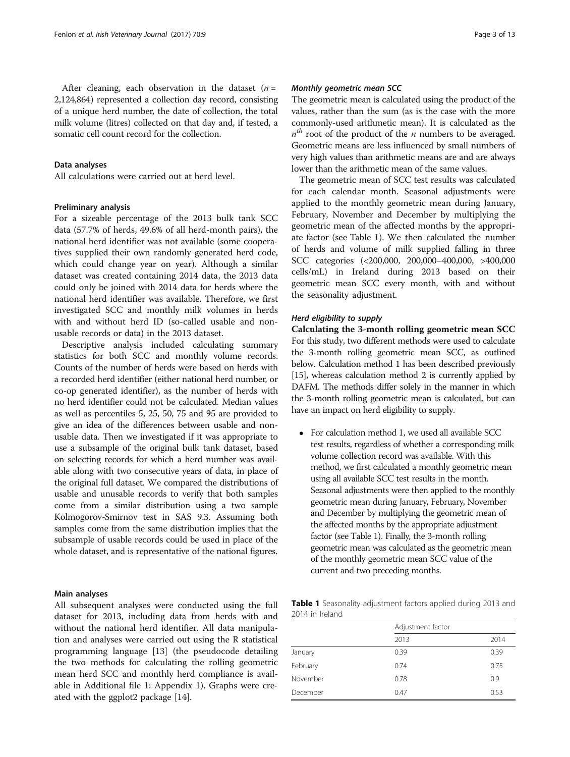After cleaning, each observation in the dataset ($n$ = 2,124,864) represented a collection day record, consisting of a unique herd number, the date of collection, the total milk volume (litres) collected on that day and, if tested, a somatic cell count record for the collection.

## Data analyses

All calculations were carried out at herd level.

### Preliminary analysis

For a sizeable percentage of the 2013 bulk tank SCC data (57.7% of herds, 49.6% of all herd-month pairs), the national herd identifier was not available (some cooperatives supplied their own randomly generated herd code, which could change year on year). Although a similar dataset was created containing 2014 data, the 2013 data could only be joined with 2014 data for herds where the national herd identifier was available. Therefore, we first investigated SCC and monthly milk volumes in herds with and without herd ID (so-called usable and non-usable records or data) in the 2013 dataset.

Descriptive analysis included calculating summary statistics for both SCC and monthly volume records. Counts of the number of herds were based on herds with a recorded herd identifier (either national herd number, or co-op generated identifier), as the number of herds with no herd identifier could not be calculated. Median values as well as percentiles 5, 25, 50, 75 and 95 are provided to give an idea of the differences between usable and non-usable data. Then we investigated if it was appropriate to use a subsample of the original bulk tank dataset, based on selecting records for which a herd number was available along with two consecutive years of data, in place of the original full dataset. We compared the distributions of usable and unusable records to verify that both samples come from a similar distribution using a two sample Kolmogorov-Smirnov test in SAS 9.3. Assuming both samples come from the same distribution implies that the subsample of usable records could be used in place of the whole dataset, and is representative of the national figures.

### Main analyses

All subsequent analyses were conducted using the full dataset for 2013, including data from herds with and without the national herd identifier. All data manipulation and analyses were carried out using the R statistical programming language [13] (the pseudocode detailing the two methods for calculating the rolling geometric mean herd SCC and monthly herd compliance is available in Additional file 1: Appendix 1). Graphs were created with the ggplot2 package [14].

#### *Monthly geometric mean SCC*

The geometric mean is calculated using the product of the values, rather than the sum (as is the case with the more commonly-used arithmetic mean). It is calculated as the $n^{th}$ root of the product of the $n$ numbers to be averaged. Geometric means are less influenced by small numbers of very high values than arithmetic means are and are always lower than the arithmetic mean of the same values.

The geometric mean of SCC test results was calculated for each calendar month. Seasonal adjustments were applied to the monthly geometric mean during January, February, November and December by multiplying the geometric mean of the affected months by the appropriate factor (see Table 1). We then calculated the number of herds and volume of milk supplied falling in three SCC categories (<200,000, 200,000–400,000, >400,000 cells/mL) in Ireland during 2013 based on their geometric mean SCC every month, with and without the seasonality adjustment.

#### *Herd eligibility to supply*

**Calculating the 3-month rolling geometric mean SCC**

For this study, two different methods were used to calculate the 3-month rolling geometric mean SCC, as outlined below. Calculation method 1 has been described previously [15], whereas calculation method 2 is currently applied by DAFM. The methods differ solely in the manner in which the 3-month rolling geometric mean is calculated, but can have an impact on herd eligibility to supply.

- For calculation method 1, we used all available SCC test results, regardless of whether a corresponding milk volume collection record was available. With this method, we first calculated a monthly geometric mean using all available SCC test results in the month. Seasonal adjustments were then applied to the monthly geometric mean during January, February, November and December by multiplying the geometric mean of the affected months by the appropriate adjustment factor (see Table 1). Finally, the 3-month rolling geometric mean was calculated as the geometric mean of the monthly geometric mean SCC value of the current and two preceding months.

**Table 1** Seasonality adjustment factors applied during 2013 and 2014 in Ireland

| | Adjustment factor | |
|---|---|---|
| | 2013 | 2014 |
| January | 0.39 | 0.39 |
| February | 0.74 | 0.75 |
| November | 0.78 | 0.9 |
| December | 0.47 | 0.53 |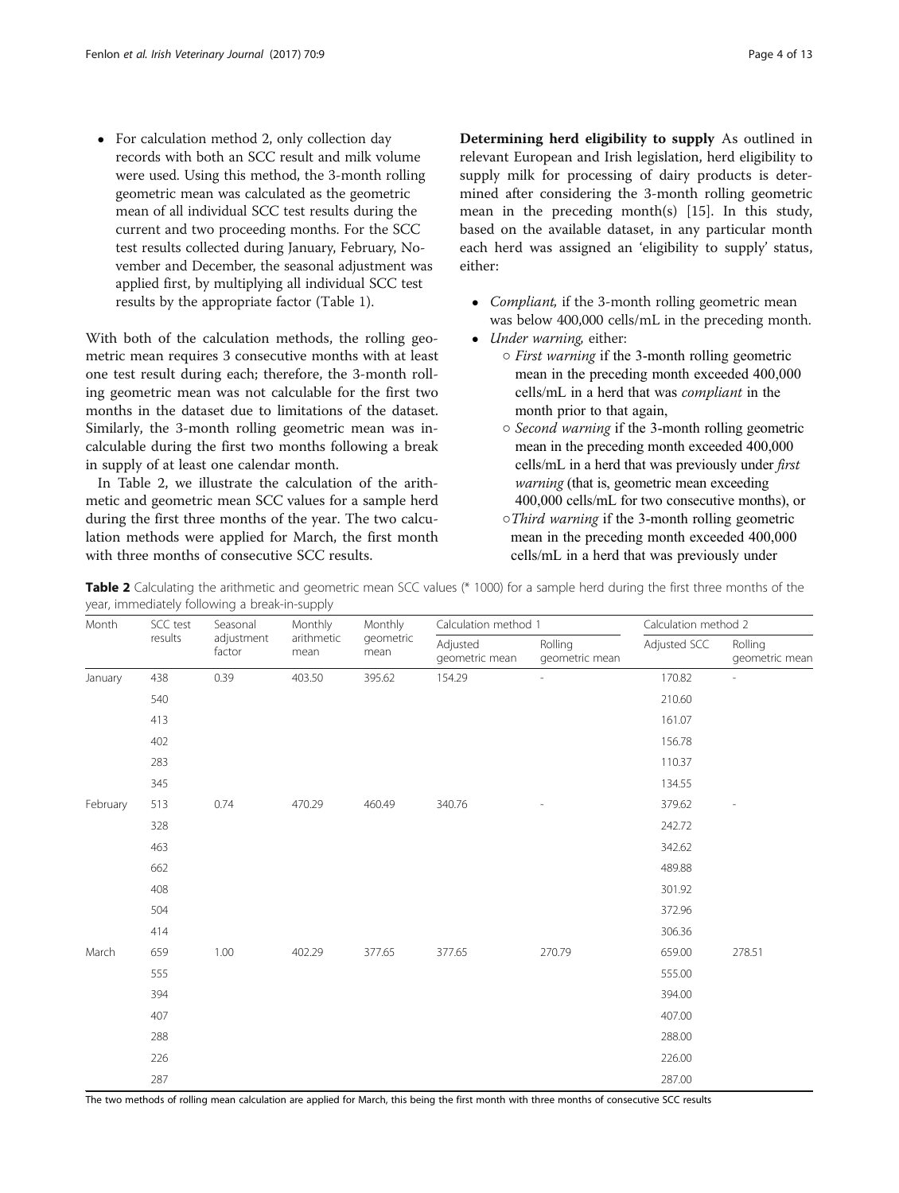- For calculation method 2, only collection day records with both an SCC result and milk volume were used. Using this method, the 3-month rolling geometric mean was calculated as the geometric mean of all individual SCC test results during the current and two proceeding months. For the SCC test results collected during January, February, November and December, the seasonal adjustment was applied first, by multiplying all individual SCC test results by the appropriate factor (Table 1).

With both of the calculation methods, the rolling geometric mean requires 3 consecutive months with at least one test result during each; therefore, the 3-month rolling geometric mean was not calculable for the first two months in the dataset due to limitations of the dataset. Similarly, the 3-month rolling geometric mean was incalculable during the first two months following a break in supply of at least one calendar month.

In Table 2, we illustrate the calculation of the arithmetic and geometric mean SCC values for a sample herd during the first three months of the year. The two calculation methods were applied for March, the first month with three months of consecutive SCC results.

**Determining herd eligibility to supply** As outlined in relevant European and Irish legislation, herd eligibility to supply milk for processing of dairy products is determined after considering the 3-month rolling geometric mean in the preceding month(s) [15]. In this study, based on the available dataset, in any particular month each herd was assigned an 'eligibility to supply' status, either:

- *Compliant*, if the 3-month rolling geometric mean was below 400,000 cells/mL in the preceding month.
- *Under warning*, either:
  - *First warning* if the 3-month rolling geometric mean in the preceding month exceeded 400,000 cells/mL in a herd that was *compliant* in the month prior to that again,
  - *Second warning* if the 3-month rolling geometric mean in the preceding month exceeded 400,000 cells/mL in a herd that was previously under *first warning* (that is, geometric mean exceeding 400,000 cells/mL for two consecutive months), or
  - *Third warning* if the 3-month rolling geometric mean in the preceding month exceeded 400,000 cells/mL in a herd that was previously under

**Table 2** Calculating the arithmetic and geometric mean SCC values (* 1000) for a sample herd during the first three months of the year, immediately following a break-in-supply

| Month | SCC test results | Seasonal adjustment factor | Monthly arithmetic mean | Monthly geometric mean | Calculation method 1 | | Calculation method 2 | |
|---|---|---|---|---|---|---|---|---|
| | | | | | Adjusted geometric mean | Rolling geometric mean | Adjusted SCC | Rolling geometric mean |
| January | 438 | 0.39 | 403.50 | 395.62 | 154.29 | - | 170.82 | - |
| | 540 | | | | | | 210.60 | |
| | 413 | | | | | | 161.07 | |
| | 402 | | | | | | 156.78 | |
| | 283 | | | | | | 110.37 | |
| | 345 | | | | | | 134.55 | |
| February | 513 | 0.74 | 470.29 | 460.49 | 340.76 | - | 379.62 | - |
| | 328 | | | | | | 242.72 | |
| | 463 | | | | | | 342.62 | |
| | 662 | | | | | | 489.88 | |
| | 408 | | | | | | 301.92 | |
| | 504 | | | | | | 372.96 | |
| | 414 | | | | | | 306.36 | |
| March | 659 | 1.00 | 402.29 | 377.65 | 377.65 | 270.79 | 659.00 | 278.51 |
| | 555 | | | | | | 555.00 | |
| | 394 | | | | | | 394.00 | |
| | 407 | | | | | | 407.00 | |
| | 288 | | | | | | 288.00 | |
| | 226 | | | | | | 226.00 | |
| | 287 | | | | | | 287.00 | |

The two methods of rolling mean calculation are applied for March, this being the first month with three months of consecutive SCC results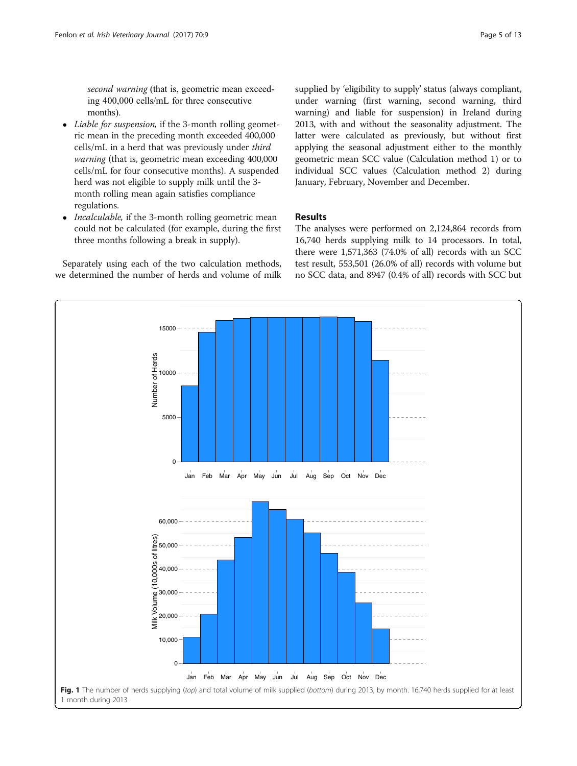*second warning* (that is, geometric mean exceeding 400,000 cells/mL for three consecutive months).

- *Liable for suspension*, if the 3-month rolling geometric mean in the preceding month exceeded 400,000 cells/mL in a herd that was previously under *third warning* (that is, geometric mean exceeding 400,000 cells/mL for four consecutive months). A suspended herd was not eligible to supply milk until the 3-month rolling mean again satisfies compliance regulations.
- *Incalculable*, if the 3-month rolling geometric mean could not be calculated (for example, during the first three months following a break in supply).

Separately using each of the two calculation methods, we determined the number of herds and volume of milk supplied by 'eligibility to supply' status (always compliant, under warning (first warning, second warning, third warning) and liable for suspension) in Ireland during 2013, with and without the seasonality adjustment. The latter were calculated as previously, but without first applying the seasonal adjustment either to the monthly geometric mean SCC value (Calculation method 1) or to individual SCC values (Calculation method 2) during January, February, November and December.

## Results

The analyses were performed on 2,124,864 records from 16,740 herds supplying milk to 14 processors. In total, there were 1,571,363 (74.0% of all) records with an SCC test result, 553,501 (26.0% of all) records with volume but no SCC data, and 8947 (0.4% of all) records with SCC but

**Fig. 1** The number of herds supplying (*top*) and total volume of milk supplied (*bottom*) during 2013, by month. 16,740 herds supplied for at least 1 month during 2013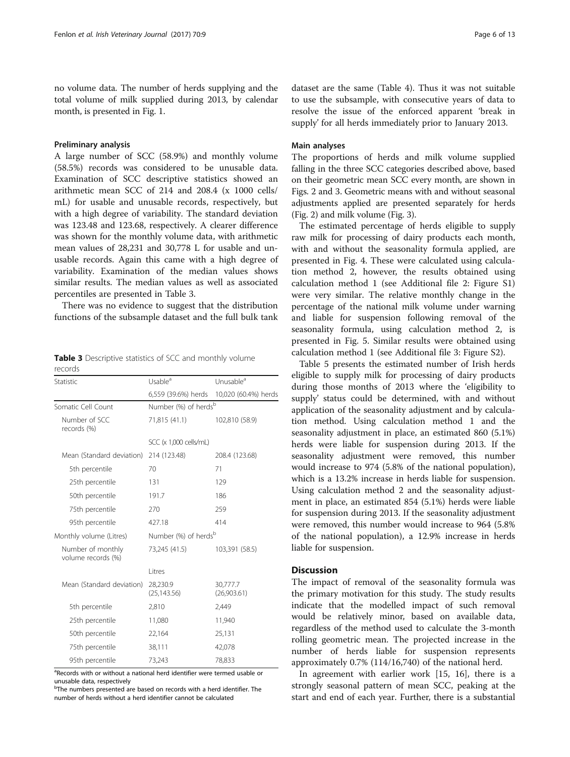no volume data. The number of herds supplying and the total volume of milk supplied during 2013, by calendar month, is presented in Fig. 1.

### Preliminary analysis

A large number of SCC (58.9%) and monthly volume (58.5%) records was considered to be unusable data. Examination of SCC descriptive statistics showed an arithmetic mean SCC of 214 and 208.4 (x 1000 cells/mL) for usable and unusable records, respectively, but with a high degree of variability. The standard deviation was 123.48 and 123.68, respectively. A clearer difference was shown for the monthly volume data, with arithmetic mean values of 28,231 and 30,778 L for usable and unusable records. Again this came with a high degree of variability. Examination of the median values shows similar results. The median values as well as associated percentiles are presented in Table 3.

There was no evidence to suggest that the distribution functions of the subsample dataset and the full bulk tank dataset are the same (Table 4). Thus it was not suitable to use the subsample, with consecutive years of data to resolve the issue of the enforced apparent 'break in supply' for all herds immediately prior to January 2013.

**Table 3** Descriptive statistics of SCC and monthly volume records

| Statistic | Usable[a] | Unusable[a] |
|---|---|---|
| | 6,559 (39.6%) herds | 10,020 (60.4%) herds |
| Somatic Cell Count | Number (%) of herds[b] | |
| Number of SCC records (%) | 71,815 (41.1) | 102,810 (58.9) |
| | SCC (x 1,000 cells/mL) | |
| Mean (Standard deviation) | 214 (123.48) | 208.4 (123.68) |
| 5th percentile | 70 | 71 |
| 25th percentile | 131 | 129 |
| 50th percentile | 191.7 | 186 |
| 75th percentile | 270 | 259 |
| 95th percentile | 427.18 | 414 |
| Monthly volume (Litres) | Number (%) of herds[b] | |
| Number of monthly volume records (%) | 73,245 (41.5) | 103,391 (58.5) |
| | Litres | |
| Mean (Standard deviation) | 28,230.9 (25,143.56) | 30,777.7 (26,903.61) |
| 5th percentile | 2,810 | 2,449 |
| 25th percentile | 11,080 | 11,940 |
| 50th percentile | 22,164 | 25,131 |
| 75th percentile | 38,111 | 42,078 |
| 95th percentile | 73,243 | 78,833 |

[a]Records with or without a national herd identifier were termed usable or unusable data, respectively
[b]The numbers presented are based on records with a herd identifier. The number of herds without a herd identifier cannot be calculated

### Main analyses

The proportions of herds and milk volume supplied falling in the three SCC categories described above, based on their geometric mean SCC every month, are shown in Figs. 2 and 3. Geometric means with and without seasonal adjustments applied are presented separately for herds (Fig. 2) and milk volume (Fig. 3).

The estimated percentage of herds eligible to supply raw milk for processing of dairy products each month, with and without the seasonality formula applied, are presented in Fig. 4. These were calculated using calculation method 2, however, the results obtained using calculation method 1 (see Additional file 2: Figure S1) were very similar. The relative monthly change in the percentage of the national milk volume under warning and liable for suspension following removal of the seasonality formula, using calculation method 2, is presented in Fig. 5. Similar results were obtained using calculation method 1 (see Additional file 3: Figure S2).

Table 5 presents the estimated number of Irish herds eligible to supply milk for processing of dairy products during those months of 2013 where the 'eligibility to supply' status could be determined, with and without application of the seasonality adjustment and by calculation method. Using calculation method 1 and the seasonality adjustment in place, an estimated 860 (5.1%) herds were liable for suspension during 2013. If the seasonality adjustment were removed, this number would increase to 974 (5.8% of the national population), which is a 13.2% increase in herds liable for suspension. Using calculation method 2 and the seasonality adjustment in place, an estimated 854 (5.1%) herds were liable for suspension during 2013. If the seasonality adjustment were removed, this number would increase to 964 (5.8% of the national population), a 12.9% increase in herds liable for suspension.

## Discussion

The impact of removal of the seasonality formula was the primary motivation for this study. The study results indicate that the modelled impact of such removal would be relatively minor, based on available data, regardless of the method used to calculate the 3-month rolling geometric mean. The projected increase in the number of herds liable for suspension represents approximately 0.7% (114/16,740) of the national herd.

In agreement with earlier work [15, 16], there is a strongly seasonal pattern of mean SCC, peaking at the start and end of each year. Further, there is a substantial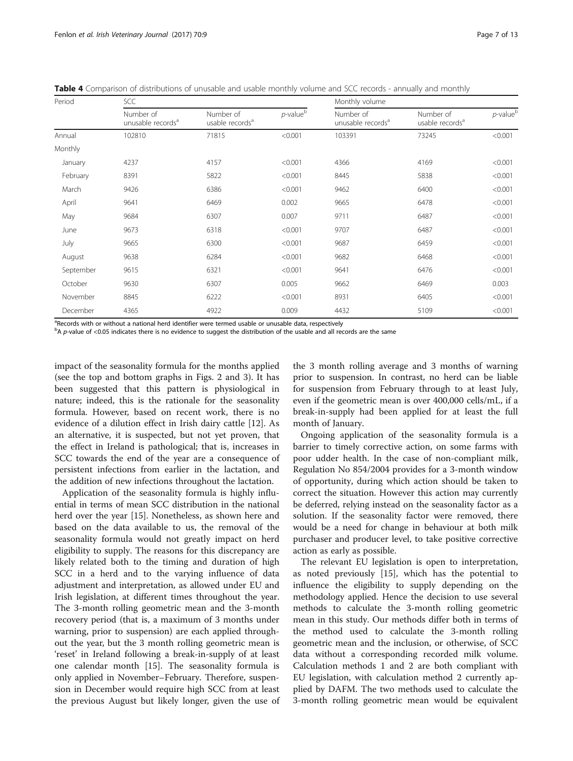**Table 4** Comparison of distributions of unusable and usable monthly volume and SCC records - annually and monthly

| Period | SCC | | | Monthly volume | | |
|---|---|---|---|---|---|---|
| | Number of unusable records[a] | Number of usable records[a] | $p$-value[b] | Number of unusable records[a] | Number of usable records[a] | $p$-value[b] |
| Annual | 102810 | 71815 | <0.001 | 103391 | 73245 | <0.001 |
| Monthly | | | | | | |
| January | 4237 | 4157 | <0.001 | 4366 | 4169 | <0.001 |
| February | 8391 | 5822 | <0.001 | 8445 | 5838 | <0.001 |
| March | 9426 | 6386 | <0.001 | 9462 | 6400 | <0.001 |
| April | 9641 | 6469 | 0.002 | 9665 | 6478 | <0.001 |
| May | 9684 | 6307 | 0.007 | 9711 | 6487 | <0.001 |
| June | 9673 | 6318 | <0.001 | 9707 | 6487 | <0.001 |
| July | 9665 | 6300 | <0.001 | 9687 | 6459 | <0.001 |
| August | 9638 | 6284 | <0.001 | 9682 | 6468 | <0.001 |
| September | 9615 | 6321 | <0.001 | 9641 | 6476 | <0.001 |
| October | 9630 | 6307 | 0.005 | 9662 | 6469 | 0.003 |
| November | 8845 | 6222 | <0.001 | 8931 | 6405 | <0.001 |
| December | 4365 | 4922 | 0.009 | 4432 | 5109 | <0.001 |

[a]Records with or without a national herd identifier were termed usable or unusable data, respectively

[b]A $p$-value of <0.05 indicates there is no evidence to suggest the distribution of the usable and all records are the same

impact of the seasonality formula for the months applied (see the top and bottom graphs in Figs. 2 and 3). It has been suggested that this pattern is physiological in nature; indeed, this is the rationale for the seasonality formula. However, based on recent work, there is no evidence of a dilution effect in Irish dairy cattle [12]. As an alternative, it is suspected, but not yet proven, that the effect in Ireland is pathological; that is, increases in SCC towards the end of the year are a consequence of persistent infections from earlier in the lactation, and the addition of new infections throughout the lactation.

Application of the seasonality formula is highly influential in terms of mean SCC distribution in the national herd over the year [15]. Nonetheless, as shown here and based on the data available to us, the removal of the seasonality formula would not greatly impact on herd eligibility to supply. The reasons for this discrepancy are likely related both to the timing and duration of high SCC in a herd and to the varying influence of data adjustment and interpretation, as allowed under EU and Irish legislation, at different times throughout the year. The 3-month rolling geometric mean and the 3-month recovery period (that is, a maximum of 3 months under warning, prior to suspension) are each applied throughout the year, but the 3 month rolling geometric mean is 'reset' in Ireland following a break-in-supply of at least one calendar month [15]. The seasonality formula is only applied in November–February. Therefore, suspension in December would require high SCC from at least the previous August but likely longer, given the use of the 3 month rolling average and 3 months of warning prior to suspension. In contrast, no herd can be liable for suspension from February through to at least July, even if the geometric mean is over 400,000 cells/mL, if a break-in-supply had been applied for at least the full month of January.

Ongoing application of the seasonality formula is a barrier to timely corrective action, on some farms with poor udder health. In the case of non-compliant milk, Regulation No 854/2004 provides for a 3-month window of opportunity, during which action should be taken to correct the situation. However this action may currently be deferred, relying instead on the seasonality factor as a solution. If the seasonality factor were removed, there would be a need for change in behaviour at both milk purchaser and producer level, to take positive corrective action as early as possible.

The relevant EU legislation is open to interpretation, as noted previously [15], which has the potential to influence the eligibility to supply depending on the methodology applied. Hence the decision to use several methods to calculate the 3-month rolling geometric mean in this study. Our methods differ both in terms of the method used to calculate the 3-month rolling geometric mean and the inclusion, or otherwise, of SCC data without a corresponding recorded milk volume. Calculation methods 1 and 2 are both compliant with EU legislation, with calculation method 2 currently applied by DAFM. The two methods used to calculate the 3-month rolling geometric mean would be equivalent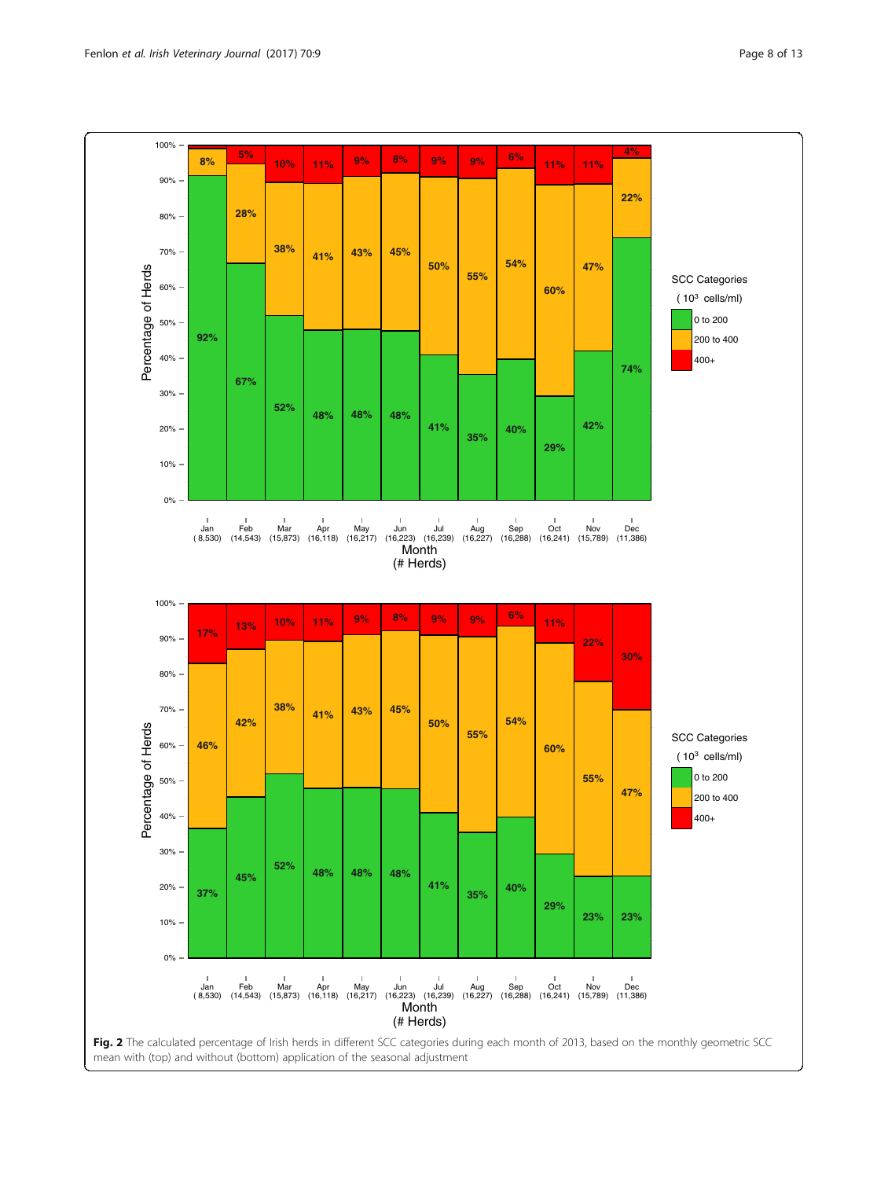**Fig. 2** The calculated percentage of Irish herds in different SCC categories during each month of 2013, based on the monthly geometric SCC mean with (top) and without (bottom) application of the seasonal adjustment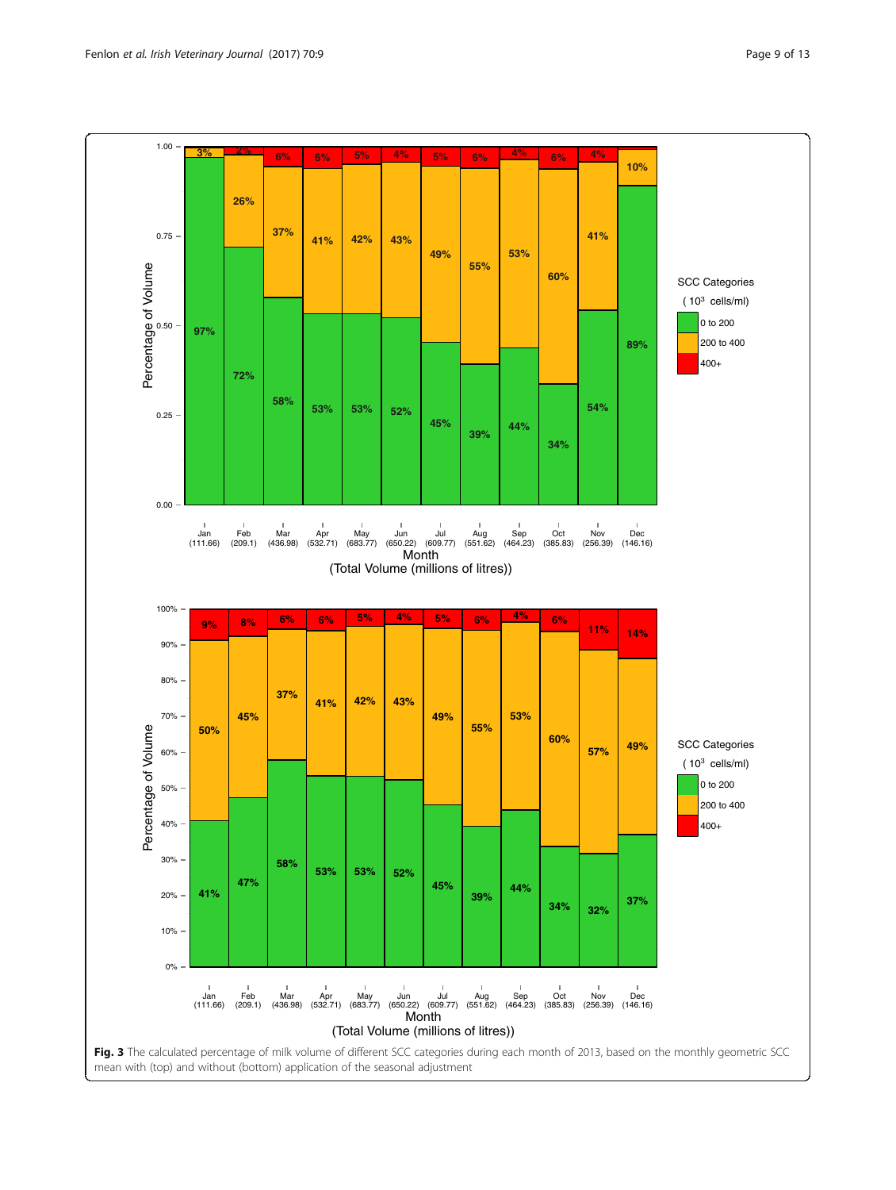**Fig. 3** The calculated percentage of milk volume of different SCC categories during each month of 2013, based on the monthly geometric SCC mean with (top) and without (bottom) application of the seasonal adjustment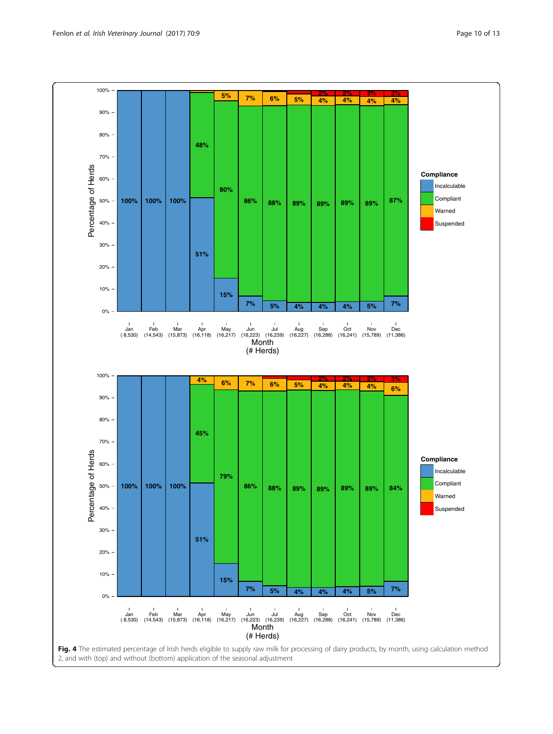**Fig. 4** The estimated percentage of Irish herds eligible to supply raw milk for processing of dairy products, by month, using calculation method 2, and with (top) and without (bottom) application of the seasonal adjustment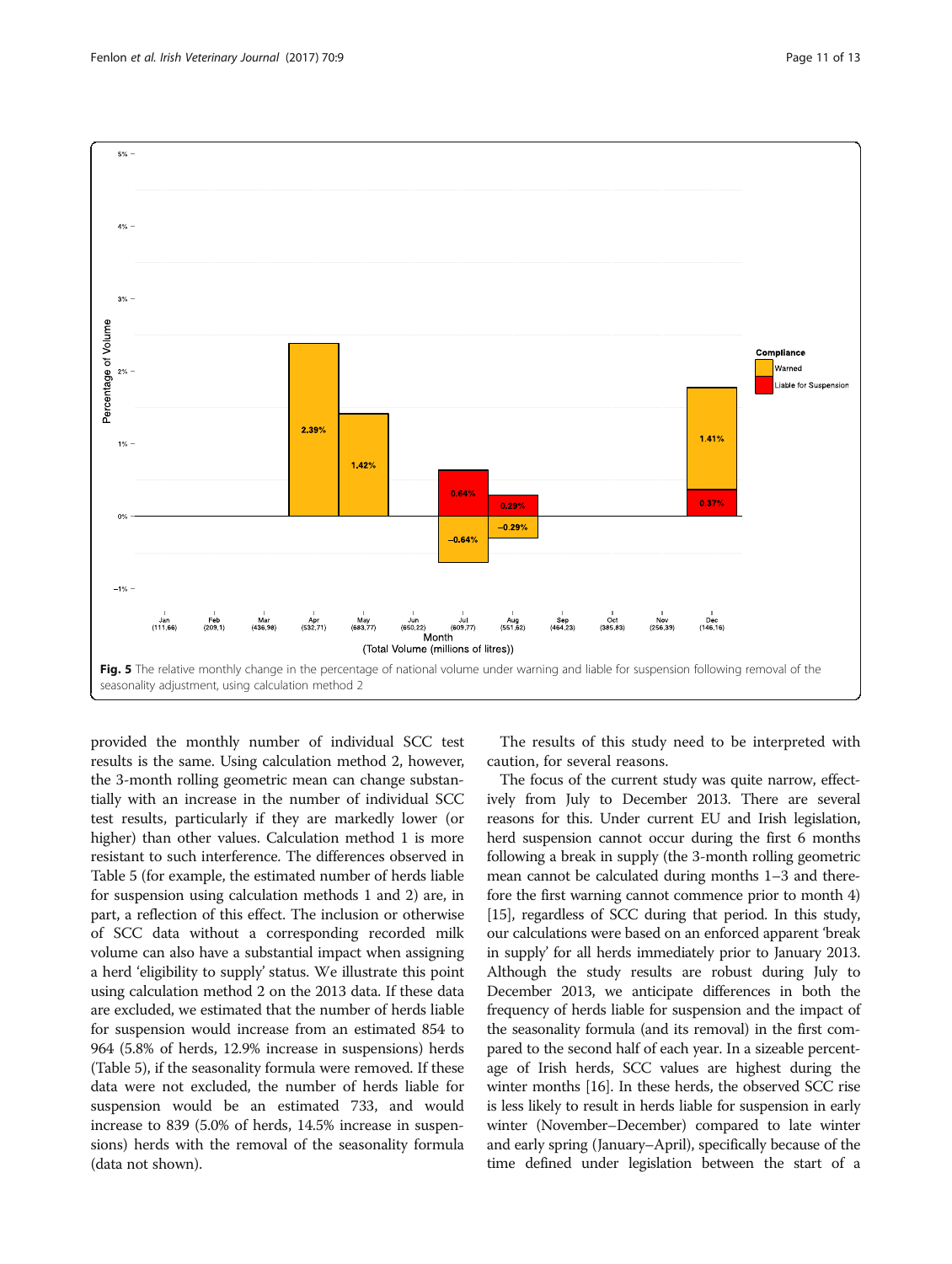Fig. 5 The relative monthly change in the percentage of national volume under warning and liable for suspension following removal of the seasonality adjustment, using calculation method 2

provided the monthly number of individual SCC test results is the same. Using calculation method 2, however, the 3-month rolling geometric mean can change substantially with an increase in the number of individual SCC test results, particularly if they are markedly lower (or higher) than other values. Calculation method 1 is more resistant to such interference. The differences observed in Table 5 (for example, the estimated number of herds liable for suspension using calculation methods 1 and 2) are, in part, a reflection of this effect. The inclusion or otherwise of SCC data without a corresponding recorded milk volume can also have a substantial impact when assigning a herd 'eligibility to supply' status. We illustrate this point using calculation method 2 on the 2013 data. If these data are excluded, we estimated that the number of herds liable for suspension would increase from an estimated 854 to 964 (5.8% of herds, 12.9% increase in suspensions) herds (Table 5), if the seasonality formula were removed. If these data were not excluded, the number of herds liable for suspension would be an estimated 733, and would increase to 839 (5.0% of herds, 14.5% increase in suspensions) herds with the removal of the seasonality formula (data not shown).

The results of this study need to be interpreted with caution, for several reasons.

The focus of the current study was quite narrow, effectively from July to December 2013. There are several reasons for this. Under current EU and Irish legislation, herd suspension cannot occur during the first 6 months following a break in supply (the 3-month rolling geometric mean cannot be calculated during months 1–3 and therefore the first warning cannot commence prior to month 4) [15], regardless of SCC during that period. In this study, our calculations were based on an enforced apparent 'break in supply' for all herds immediately prior to January 2013. Although the study results are robust during July to December 2013, we anticipate differences in both the frequency of herds liable for suspension and the impact of the seasonality formula (and its removal) in the first compared to the second half of each year. In a sizeable percentage of Irish herds, SCC values are highest during the winter months [16]. In these herds, the observed SCC rise is less likely to result in herds liable for suspension in early winter (November–December) compared to late winter and early spring (January–April), specifically because of the time defined under legislation between the start of a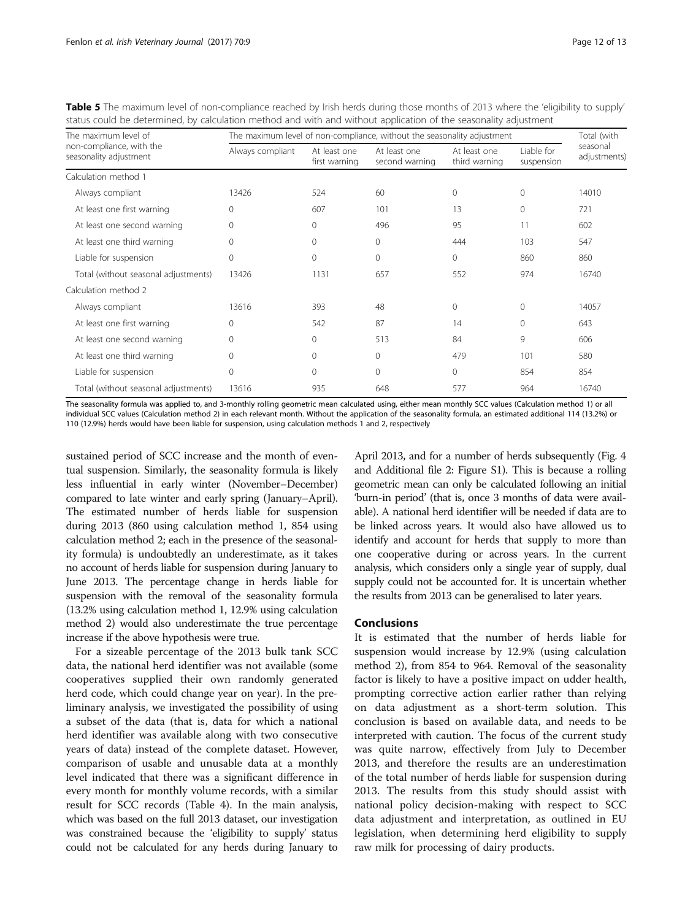**Table 5** The maximum level of non-compliance reached by Irish herds during those months of 2013 where the 'eligibility to supply' status could be determined, by calculation method and with and without application of the seasonality adjustment

| The maximum level of non-compliance, with the seasonality adjustment | The maximum level of non-compliance, without the seasonality adjustment | | | | | Total (with seasonal adjustments) |
|---|---|---|---|---|---|---|
| | Always compliant | At least one first warning | At least one second warning | At least one third warning | Liable for suspension | |
| Calculation method 1 | | | | | | |
| Always compliant | 13426 | 524 | 60 | 0 | 0 | 14010 |
| At least one first warning | 0 | 607 | 101 | 13 | 0 | 721 |
| At least one second warning | 0 | 0 | 496 | 95 | 11 | 602 |
| At least one third warning | 0 | 0 | 0 | 444 | 103 | 547 |
| Liable for suspension | 0 | 0 | 0 | 0 | 860 | 860 |
| Total (without seasonal adjustments) | 13426 | 1131 | 657 | 552 | 974 | 16740 |
| Calculation method 2 | | | | | | |
| Always compliant | 13616 | 393 | 48 | 0 | 0 | 14057 |
| At least one first warning | 0 | 542 | 87 | 14 | 0 | 643 |
| At least one second warning | 0 | 0 | 513 | 84 | 9 | 606 |
| At least one third warning | 0 | 0 | 0 | 479 | 101 | 580 |
| Liable for suspension | 0 | 0 | 0 | 0 | 854 | 854 |
| Total (without seasonal adjustments) | 13616 | 935 | 648 | 577 | 964 | 16740 |

The seasonality formula was applied to, and 3-monthly rolling geometric mean calculated using, either mean monthly SCC values (Calculation method 1) or all individual SCC values (Calculation method 2) in each relevant month. Without the application of the seasonality formula, an estimated additional 114 (13.2%) or 110 (12.9%) herds would have been liable for suspension, using calculation methods 1 and 2, respectively

sustained period of SCC increase and the month of eventual suspension. Similarly, the seasonality formula is likely less influential in early winter (November–December) compared to late winter and early spring (January–April). The estimated number of herds liable for suspension during 2013 (860 using calculation method 1, 854 using calculation method 2; each in the presence of the seasonality formula) is undoubtedly an underestimate, as it takes no account of herds liable for suspension during January to June 2013. The percentage change in herds liable for suspension with the removal of the seasonality formula (13.2% using calculation method 1, 12.9% using calculation method 2) would also underestimate the true percentage increase if the above hypothesis were true.

For a sizeable percentage of the 2013 bulk tank SCC data, the national herd identifier was not available (some cooperatives supplied their own randomly generated herd code, which could change year on year). In the preliminary analysis, we investigated the possibility of using a subset of the data (that is, data for which a national herd identifier was available along with two consecutive years of data) instead of the complete dataset. However, comparison of usable and unusable data at a monthly level indicated that there was a significant difference in every month for monthly volume records, with a similar result for SCC records (Table 4). In the main analysis, which was based on the full 2013 dataset, our investigation was constrained because the 'eligibility to supply' status could not be calculated for any herds during January to April 2013, and for a number of herds subsequently (Fig. 4 and Additional file 2: Figure S1). This is because a rolling geometric mean can only be calculated following an initial 'burn-in period' (that is, once 3 months of data were available). A national herd identifier will be needed if data are to be linked across years. It would also have allowed us to identify and account for herds that supply to more than one cooperative during or across years. In the current analysis, which considers only a single year of supply, dual supply could not be accounted for. It is uncertain whether the results from 2013 can be generalised to later years.

## Conclusions

It is estimated that the number of herds liable for suspension would increase by 12.9% (using calculation method 2), from 854 to 964. Removal of the seasonality factor is likely to have a positive impact on udder health, prompting corrective action earlier rather than relying on data adjustment as a short-term solution. This conclusion is based on available data, and needs to be interpreted with caution. The focus of the current study was quite narrow, effectively from July to December 2013, and therefore the results are an underestimation of the total number of herds liable for suspension during 2013. The results from this study should assist with national policy decision-making with respect to SCC data adjustment and interpretation, as outlined in EU legislation, when determining herd eligibility to supply raw milk for processing of dairy products.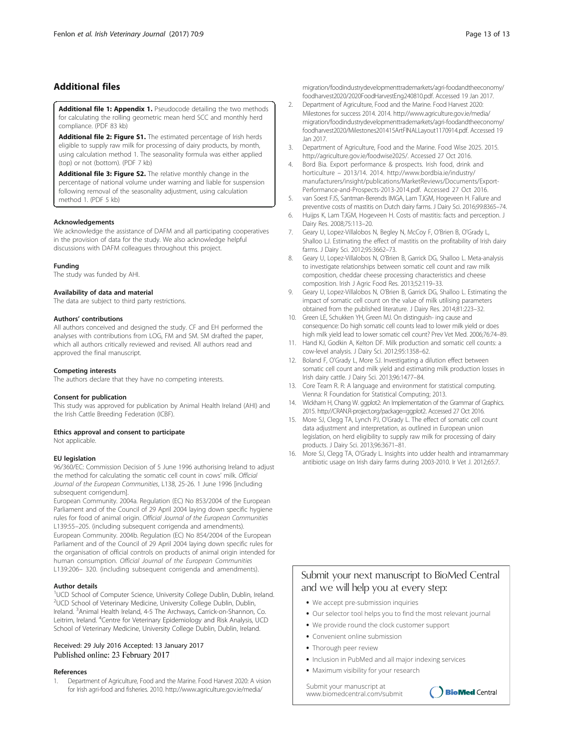## Additional files

**Additional file 1: Appendix 1.** Pseudocode detailing the two methods for calculating the rolling geometric mean herd SCC and monthly herd compliance. (PDF 83 kb)

**Additional file 2: Figure S1.** The estimated percentage of Irish herds eligible to supply raw milk for processing of dairy products, by month, using calculation method 1. The seasonality formula was either applied (top) or not (bottom). (PDF 7 kb)

**Additional file 3: Figure S2.** The relative monthly change in the percentage of national volume under warning and liable for suspension following removal of the seasonality adjustment, using calculation method 1. (PDF 5 kb)

#### Acknowledgements

We acknowledge the assistance of DAFM and all participating cooperatives in the provision of data for the study. We also acknowledge helpful discussions with DAFM colleagues throughout this project.

#### Funding

The study was funded by AHI.

#### Availability of data and material

The data are subject to third party restrictions.

#### Authors' contributions

All authors conceived and designed the study. CF and EH performed the analyses with contributions from LOG, FM and SM. SM drafted the paper, which all authors critically reviewed and revised. All authors read and approved the final manuscript.

#### Competing interests

The authors declare that they have no competing interests.

#### Consent for publication

This study was approved for publication by Animal Health Ireland (AHI) and the Irish Cattle Breeding Federation (ICBF).

#### Ethics approval and consent to participate

Not applicable.

#### EU legislation

96/360/EC: Commission Decision of 5 June 1996 authorising Ireland to adjust the method for calculating the somatic cell count in cows' milk. *Official Journal of the European Communities*, L138, 25-26. 1 June 1996 [including subsequent corrigendum].

European Community. 2004a. Regulation (EC) No 853/2004 of the European Parliament and of the Council of 29 April 2004 laying down specific hygiene rules for food of animal origin. *Official Journal of the European Communities* L139:55–205. (including subsequent corrigenda and amendments).

European Community. 2004b. Regulation (EC) No 854/2004 of the European Parliament and of the Council of 29 April 2004 laying down specific rules for the organisation of official controls on products of animal origin intended for human consumption. *Official Journal of the European Communities* L139:206– 320. (including subsequent corrigenda and amendments).

#### Author details

[1]UCD School of Computer Science, University College Dublin, Dublin, Ireland. [2]UCD School of Veterinary Medicine, University College Dublin, Dublin, Ireland. [3]Animal Health Ireland, 4-5 The Archways, Carrick-on-Shannon, Co. Leitrim, Ireland. [4]Centre for Veterinary Epidemiology and Risk Analysis, UCD School of Veterinary Medicine, University College Dublin, Dublin, Ireland.

Received: 29 July 2016 Accepted: 13 January 2017
Published online: 23 February 2017

#### References

1. Department of Agriculture, Food and the Marine. Food Harvest 2020: A vision for Irish agri-food and fisheries. 2010. http://www.agriculture.gov.ie/media/migration/foodindustrydevelopmenttrademarkets/agri-foodandtheeconomy/foodharvest2020/2020FoodHarvestEng240810.pdf. Accessed 19 Jan 2017.
2. Department of Agriculture, Food and the Marine. Food Harvest 2020: Milestones for success 2014. 2014. http://www.agriculture.gov.ie/media/migration/foodindustrydevelopmenttrademarkets/agri-foodandtheeconomy/foodharvest2020/Milestones201415ArtFINALLayout1170914.pdf. Accessed 19 Jan 2017.
3. Department of Agriculture, Food and the Marine. Food Wise 2025. 2015. http://agriculture.gov.ie/foodwise2025/. Accessed 27 Oct 2016.
4. Bord Bia. Export performance & prospects. Irish food, drink and horticulture – 2013/14. 2014. http://www.bordbia.ie/industry/manufacturers/insight/publications/MarketReviews/Documents/Export-Performance-and-Prospects-2013-2014.pdf. Accessed 27 Oct 2016.
5. van Soest FJS, Santman-Berends IMGA, Lam TJGM, Hogeveen H. Failure and preventive costs of mastitis on Dutch dairy farms. J Dairy Sci. 2016;99:8365–74.
6. Huijps K, Lam TJGM, Hogeveen H. Costs of mastitis: facts and perception. J Dairy Res. 2008;75:113–20.
7. Geary U, Lopez-Villalobos N, Begley N, McCoy F, O'Brien B, O'Grady L, Shalloo LJ. Estimating the effect of mastitis on the profitability of Irish dairy farms. J Dairy Sci. 2012;95:3662–73.
8. Geary U, Lopez-Villalobos N, O'Brien B, Garrick DG, Shalloo L. Meta-analysis to investigate relationships between somatic cell count and raw milk composition, cheddar cheese processing characteristics and cheese composition. Irish J Agric Food Res. 2013;52:119–33.
9. Geary U, Lopez-Villalobos N, O'Brien B, Garrick DG, Shalloo L. Estimating the impact of somatic cell count on the value of milk utilising parameters obtained from the published literature. J Dairy Res. 2014;81:223–32.
10. Green LE, Schukken YH, Green MJ. On distinguish- ing cause and consequence: Do high somatic cell counts lead to lower milk yield or does high milk yield lead to lower somatic cell count? Prev Vet Med. 2006;76:74–89.
11. Hand KJ, Godkin A, Kelton DF. Milk production and somatic cell counts: a cow-level analysis. J Dairy Sci. 2012;95:1358–62.
12. Boland F, O'Grady L, More SJ. Investigating a dilution effect between somatic cell count and milk yield and estimating milk production losses in Irish dairy cattle. J Dairy Sci. 2013;96:1477–84.
13. Core Team R. R: A language and environment for statistical computing. Vienna: R Foundation for Statistical Computing; 2013.
14. Wickham H, Chang W. ggplot2: An Implementation of the Grammar of Graphics. 2015. http://CRAN.R-project.org/package=ggplot2. Accessed 27 Oct 2016.
15. More SJ, Clegg TA, Lynch PJ, O'Grady L. The effect of somatic cell count data adjustment and interpretation, as outlined in European union legislation, on herd eligibility to supply raw milk for processing of dairy products. J Dairy Sci. 2013;96:3671–81.
16. More SJ, Clegg TA, O'Grady L. Insights into udder health and intramammary antibiotic usage on Irish dairy farms during 2003-2010. Ir Vet J. 2012;65:7.

Submit your next manuscript to BioMed Central and we will help you at every step:

- We accept pre-submission inquiries
- Our selector tool helps you to find the most relevant journal
- We provide round the clock customer support
- Convenient online submission
- Thorough peer review
- Inclusion in PubMed and all major indexing services
- Maximum visibility for your research

Submit your manuscript at www.biomedcentral.com/submit

BioMed Central